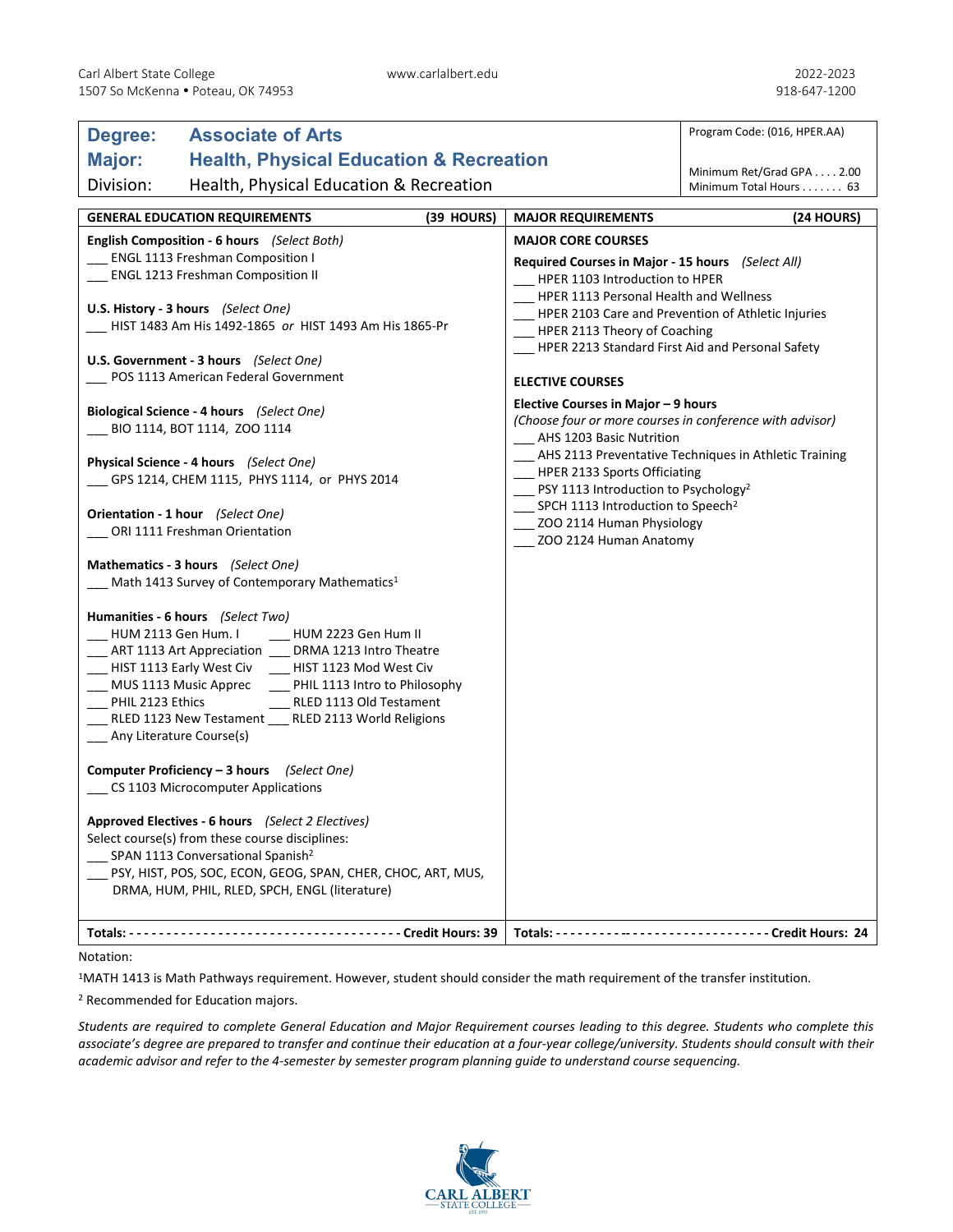Carl Albert State College
1507 So McKenna • Poteau, OK 74953

www.carlalbert.edu

2022-2023
918-647-1200

# Degree: Associate of Arts
## Major: Health, Physical Education & Recreation
Division: Health, Physical Education & Recreation

Program Code: (016, HPER.AA)

Minimum Ret/Grad GPA . . . . 2.00
Minimum Total Hours . . . . . . . 63

## GENERAL EDUCATION REQUIREMENTS (39 HOURS)

**English Composition - 6 hours** *(Select Both)*
___ ENGL 1113 Freshman Composition I
___ ENGL 1213 Freshman Composition II

**U.S. History - 3 hours** *(Select One)*
___ HIST 1483 Am His 1492-1865 *or* HIST 1493 Am His 1865-Pr

**U.S. Government - 3 hours** *(Select One)*
___ POS 1113 American Federal Government

**Biological Science - 4 hours** *(Select One)*
___ BIO 1114, BOT 1114, ZOO 1114

**Physical Science - 4 hours** *(Select One)*
___ GPS 1214, CHEM 1115, PHYS 1114, or PHYS 2014

**Orientation - 1 hour** *(Select One)*
___ ORI 1111 Freshman Orientation

**Mathematics - 3 hours** *(Select One)*
___ Math 1413 Survey of Contemporary Mathematics[1]

**Humanities - 6 hours** *(Select Two)*
___ HUM 2113 Gen Hum. I
___ HUM 2223 Gen Hum II
___ ART 1113 Art Appreciation
___ DRMA 1213 Intro Theatre
___ HIST 1113 Early West Civ
___ HIST 1123 Mod West Civ
___ MUS 1113 Music Apprec
___ PHIL 1113 Intro to Philosophy
___ PHIL 2123 Ethics
___ RLED 1113 Old Testament
___ RLED 1123 New Testament
___ RLED 2113 World Religions
___ Any Literature Course(s)

**Computer Proficiency – 3 hours** *(Select One)*
___ CS 1103 Microcomputer Applications

**Approved Electives - 6 hours** *(Select 2 Electives)*
Select course(s) from these course disciplines:
___ SPAN 1113 Conversational Spanish[2]
___ PSY, HIST, POS, SOC, ECON, GEOG, SPAN, CHER, CHOC, ART, MUS, DRMA, HUM, PHIL, RLED, SPCH, ENGL (literature)

**Totals: - - - - - - - - - - - - - - - - - - - - - - - - - - - - - - - - - - - - Credit Hours: 39**

## MAJOR REQUIREMENTS (24 HOURS)

### MAJOR CORE COURSES

**Required Courses in Major - 15 hours** *(Select All)*
___ HPER 1103 Introduction to HPER
___ HPER 1113 Personal Health and Wellness
___ HPER 2103 Care and Prevention of Athletic Injuries
___ HPER 2113 Theory of Coaching
___ HPER 2213 Standard First Aid and Personal Safety

### ELECTIVE COURSES

**Elective Courses in Major – 9 hours**
*(Choose four or more courses in conference with advisor)*
___ AHS 1203 Basic Nutrition
___ AHS 2113 Preventative Techniques in Athletic Training
___ HPER 2133 Sports Officiating
___ PSY 1113 Introduction to Psychology[2]
___ SPCH 1113 Introduction to Speech[2]
___ ZOO 2114 Human Physiology
___ ZOO 2124 Human Anatomy

**Totals: - - - - - - - - - - - - - - - - - - - - - - - - - - - - - Credit Hours: 24**

Notation:

[1]MATH 1413 is Math Pathways requirement. However, student should consider the math requirement of the transfer institution.

[2] Recommended for Education majors.

*Students are required to complete General Education and Major Requirement courses leading to this degree. Students who complete this associate's degree are prepared to transfer and continue their education at a four-year college/university. Students should consult with their academic advisor and refer to the 4-semester by semester program planning guide to understand course sequencing.*

CARL ALBERT STATE COLLEGE
EST. 1933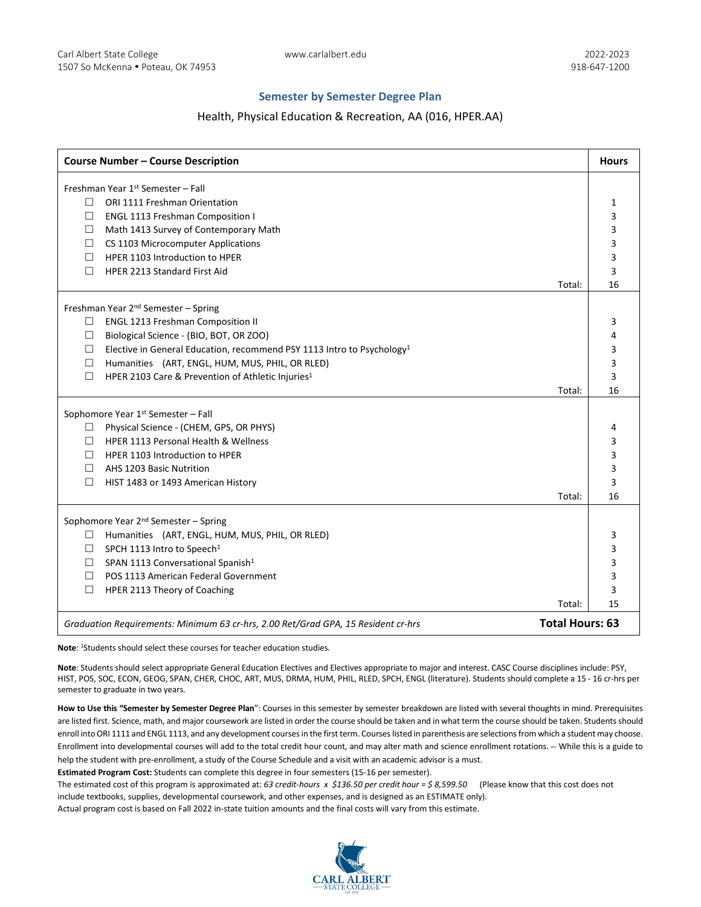Carl Albert State College
1507 So McKenna • Poteau, OK 74953

www.carlalbert.edu

2022-2023
918-647-1200

## Semester by Semester Degree Plan

Health, Physical Education & Recreation, AA (016, HPER.AA)

| Course Number – Course Description | Hours |
| --- | --- |
| Freshman Year 1st Semester – Fall | |
| ☐ ORI 1111 Freshman Orientation | 1 |
| ☐ ENGL 1113 Freshman Composition I | 3 |
| ☐ Math 1413 Survey of Contemporary Math | 3 |
| ☐ CS 1103 Microcomputer Applications | 3 |
| ☐ HPER 1103 Introduction to HPER | 3 |
| ☐ HPER 2213 Standard First Aid | 3 |
| Total: | 16 |
| Freshman Year 2nd Semester – Spring | |
| ☐ ENGL 1213 Freshman Composition II | 3 |
| ☐ Biological Science - (BIO, BOT, OR ZOO) | 4 |
| ☐ Elective in General Education, recommend PSY 1113 Intro to Psychology[1] | 3 |
| ☐ Humanities (ART, ENGL, HUM, MUS, PHIL, OR RLED) | 3 |
| ☐ HPER 2103 Care & Prevention of Athletic Injuries[1] | 3 |
| Total: | 16 |
| Sophomore Year 1st Semester – Fall | |
| ☐ Physical Science - (CHEM, GPS, OR PHYS) | 4 |
| ☐ HPER 1113 Personal Health & Wellness | 3 |
| ☐ HPER 1103 Introduction to HPER | 3 |
| ☐ AHS 1203 Basic Nutrition | 3 |
| ☐ HIST 1483 or 1493 American History | 3 |
| Total: | 16 |
| Sophomore Year 2nd Semester – Spring | |
| ☐ Humanities (ART, ENGL, HUM, MUS, PHIL, OR RLED) | 3 |
| ☐ SPCH 1113 Intro to Speech[1] | 3 |
| ☐ SPAN 1113 Conversational Spanish[1] | 3 |
| ☐ POS 1113 American Federal Government | 3 |
| ☐ HPER 2113 Theory of Coaching | 3 |
| Total: | 15 |
| *Graduation Requirements: Minimum 63 cr-hrs, 2.00 Ret/Grad GPA, 15 Resident cr-hrs* | **Total Hours: 63** |

**Note**: [1]Students should select these courses for teacher education studies.

**Note**: Students should select appropriate General Education Electives and Electives appropriate to major and interest. CASC Course disciplines include: PSY, HIST, POS, SOC, ECON, GEOG, SPAN, CHER, CHOC, ART, MUS, DRMA, HUM, PHIL, RLED, SPCH, ENGL (literature). Students should complete a 15 - 16 cr-hrs per semester to graduate in two years.

**How to Use this "Semester by Semester Degree Plan"**: Courses in this semester by semester breakdown are listed with several thoughts in mind. Prerequisites are listed first. Science, math, and major coursework are listed in order the course should be taken and in what term the course should be taken. Students should enroll into ORI 1111 and ENGL 1113, and any development courses in the first term. Courses listed in parenthesis are selections from which a student may choose. Enrollment into developmental courses will add to the total credit hour count, and may alter math and science enrollment rotations. -- While this is a guide to help the student with pre-enrollment, a study of the Course Schedule and a visit with an academic advisor is a must.

**Estimated Program Cost:** Students can complete this degree in four semesters (15-16 per semester).
The estimated cost of this program is approximated at: *63 credit-hours x $136.50 per credit hour = $ 8,599.50* (Please know that this cost does not include textbooks, supplies, developmental coursework, and other expenses, and is designed as an ESTIMATE only).
Actual program cost is based on Fall 2022 in-state tuition amounts and the final costs will vary from this estimate.

CARL ALBERT STATE COLLEGE EST. 1933